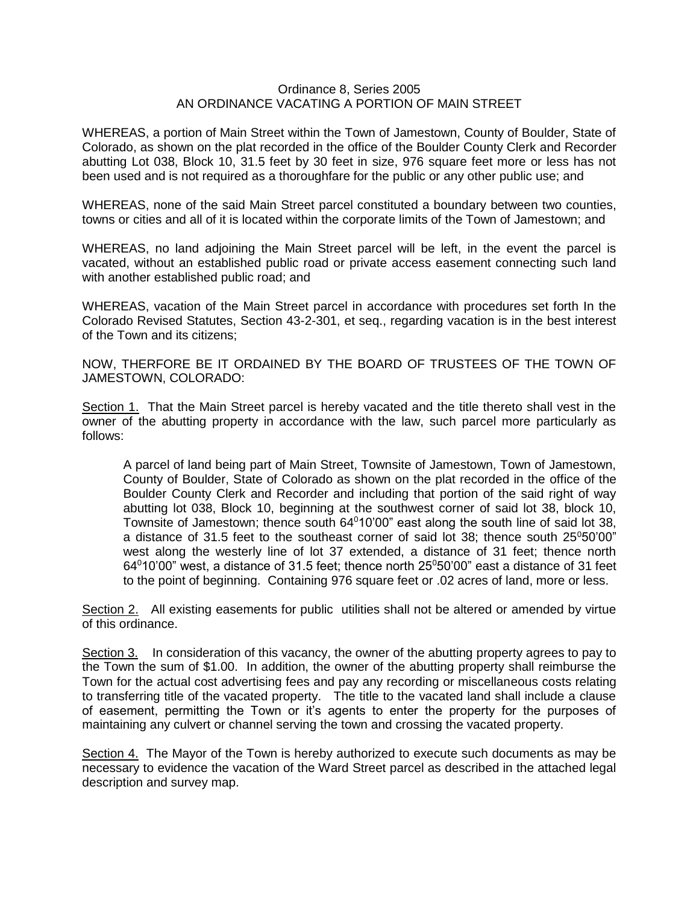Ordinance 8, Series 2005
AN ORDINANCE VACATING A PORTION OF MAIN STREET

WHEREAS, a portion of Main Street within the Town of Jamestown, County of Boulder, State of Colorado, as shown on the plat recorded in the office of the Boulder County Clerk and Recorder abutting Lot 038, Block 10, 31.5 feet by 30 feet in size, 976 square feet more or less has not been used and is not required as a thoroughfare for the public or any other public use; and

WHEREAS, none of the said Main Street parcel constituted a boundary between two counties, towns or cities and all of it is located within the corporate limits of the Town of Jamestown; and

WHEREAS, no land adjoining the Main Street parcel will be left, in the event the parcel is vacated, without an established public road or private access easement connecting such land with another established public road; and

WHEREAS, vacation of the Main Street parcel in accordance with procedures set forth In the Colorado Revised Statutes, Section 43-2-301, et seq., regarding vacation is in the best interest of the Town and its citizens;

NOW, THERFORE BE IT ORDAINED BY THE BOARD OF TRUSTEES OF THE TOWN OF JAMESTOWN, COLORADO:

Section 1. That the Main Street parcel is hereby vacated and the title thereto shall vest in the owner of the abutting property in accordance with the law, such parcel more particularly as follows:

> A parcel of land being part of Main Street, Townsite of Jamestown, Town of Jamestown, County of Boulder, State of Colorado as shown on the plat recorded in the office of the Boulder County Clerk and Recorder and including that portion of the said right of way abutting lot 038, Block 10, beginning at the southwest corner of said lot 38, block 10, Townsite of Jamestown; thence south 64°10'00" east along the south line of said lot 38, a distance of 31.5 feet to the southeast corner of said lot 38; thence south 25°50'00" west along the westerly line of lot 37 extended, a distance of 31 feet; thence north 64°10'00" west, a distance of 31.5 feet; thence north 25°50'00" east a distance of 31 feet to the point of beginning. Containing 976 square feet or .02 acres of land, more or less.

Section 2. All existing easements for public utilities shall not be altered or amended by virtue of this ordinance.

Section 3. In consideration of this vacancy, the owner of the abutting property agrees to pay to the Town the sum of $1.00. In addition, the owner of the abutting property shall reimburse the Town for the actual cost advertising fees and pay any recording or miscellaneous costs relating to transferring title of the vacated property. The title to the vacated land shall include a clause of easement, permitting the Town or it's agents to enter the property for the purposes of maintaining any culvert or channel serving the town and crossing the vacated property.

Section 4. The Mayor of the Town is hereby authorized to execute such documents as may be necessary to evidence the vacation of the Ward Street parcel as described in the attached legal description and survey map.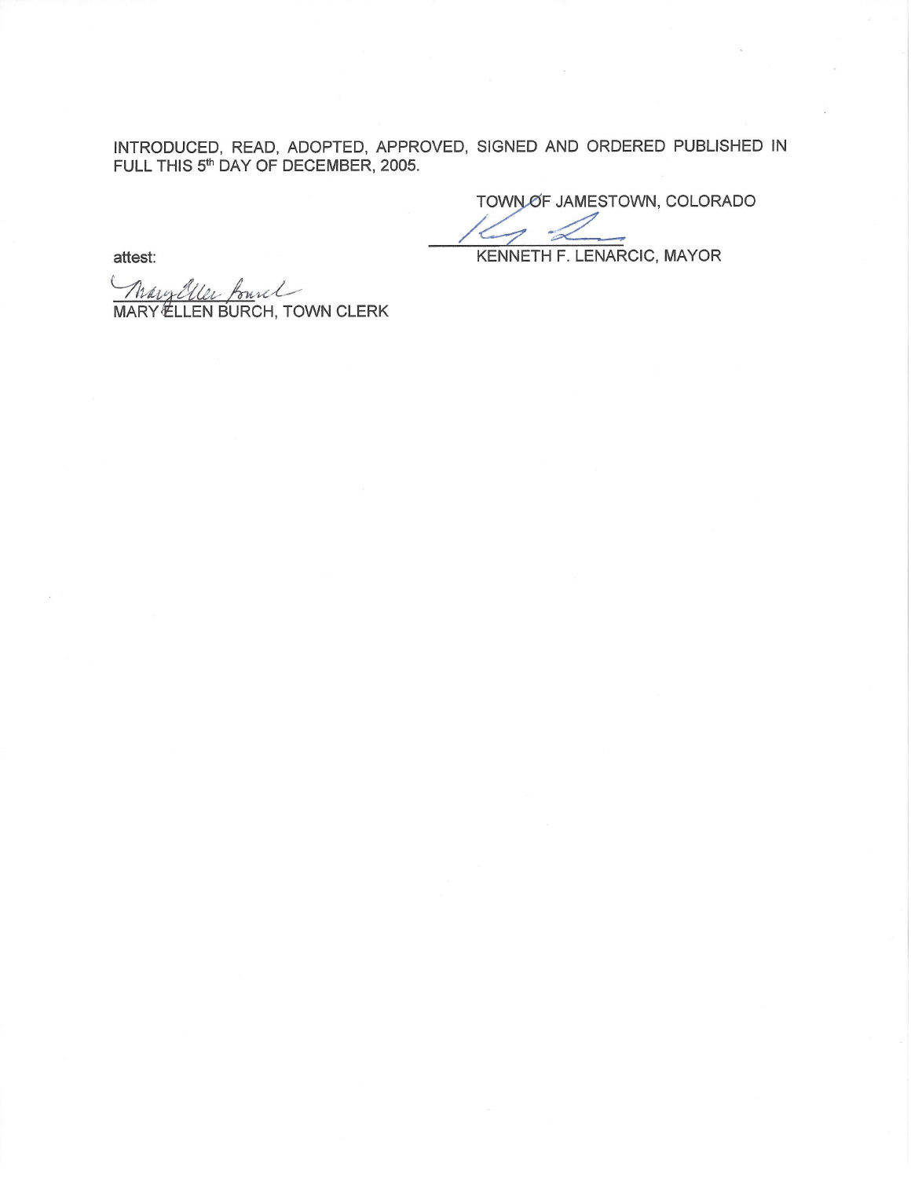INTRODUCED, READ, ADOPTED, APPROVED, SIGNED AND ORDERED PUBLISHED IN FULL THIS 5th DAY OF DECEMBER, 2005.

TOWN OF JAMESTOWN, COLORADO

KENNETH F. LENARCIC, MAYOR

attest:

MARY ELLEN BURCH, TOWN CLERK